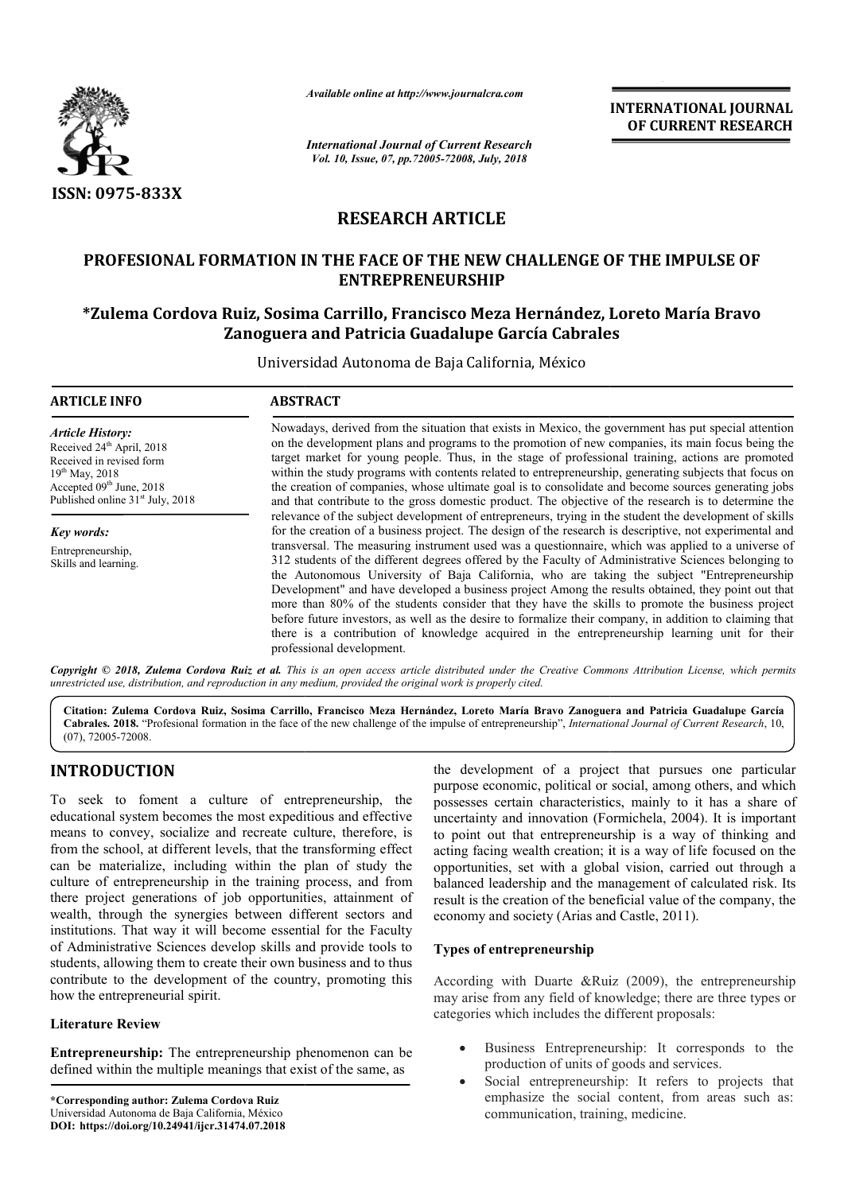# RESEARCH ARTICLE

## PROFESIONAL FORMATION IN THE FACE OF THE NEW CHALLENGE OF THE IMPULSE OF ENTREPRENEURSHIP

**\*Zulema Cordova Ruiz, Sosima Carrillo, Francisco Meza Hernández, Loreto María Bravo Zanoguera and Patricia Guadalupe García Cabrales**

Universidad Autonoma de Baja California, México

**ARTICLE INFO**

*Article History:*
Received 24th April, 2018
Received in revised form 19th May, 2018
Accepted 09th June, 2018
Published online 31st July, 2018

*Key words:*
Entrepreneurship, Skills and learning.

**ABSTRACT**

Nowadays, derived from the situation that exists in Mexico, the government has put special attention on the development plans and programs to the promotion of new companies, its main focus being the target market for young people. Thus, in the stage of professional training, actions are promoted within the study programs with contents related to entrepreneurship, generating subjects that focus on the creation of companies, whose ultimate goal is to consolidate and become sources generating jobs and that contribute to the gross domestic product. The objective of the research is to determine the relevance of the subject development of entrepreneurs, trying in the student the development of skills for the creation of a business project. The design of the research is descriptive, not experimental and transversal. The measuring instrument used was a questionnaire, which was applied to a universe of 312 students of the different degrees offered by the Faculty of Administrative Sciences belonging to the Autonomous University of Baja California, who are taking the subject "Entrepreneurship Development" and have developed a business project Among the results obtained, they point out that more than 80% of the students consider that they have the skills to promote the business project before future investors, as well as the desire to formalize their company, in addition to claiming that there is a contribution of knowledge acquired in the entrepreneurship learning unit for their professional development.

*Copyright © 2018, Zulema Cordova Ruiz et al. This is an open access article distributed under the Creative Commons Attribution License, which permits unrestricted use, distribution, and reproduction in any medium, provided the original work is properly cited.*

**Citation: Zulema Cordova Ruiz, Sosima Carrillo, Francisco Meza Hernández, Loreto María Bravo Zanoguera and Patricia Guadalupe García Cabrales. 2018.** "Profesional formation in the face of the new challenge of the impulse of entrepreneurship", *International Journal of Current Research*, 10, (07), 72005-72008.

# INTRODUCTION

To seek to foment a culture of entrepreneurship, the educational system becomes the most expeditious and effective means to convey, socialize and recreate culture, therefore, is from the school, at different levels, that the transforming effect can be materialize, including within the plan of study the culture of entrepreneurship in the training process, and from there project generations of job opportunities, attainment of wealth, through the synergies between different sectors and institutions. That way it will become essential for the Faculty of Administrative Sciences develop skills and provide tools to students, allowing them to create their own business and to thus contribute to the development of the country, promoting this how the entrepreneurial spirit.

## Literature Review

**Entrepreneurship:** The entrepreneurship phenomenon can be defined within the multiple meanings that exist of the same, as the development of a project that pursues one particular purpose economic, political or social, among others, and which possesses certain characteristics, mainly to it has a share of uncertainty and innovation (Formichela, 2004). It is important to point out that entrepreneurship is a way of thinking and acting facing wealth creation; it is a way of life focused on the opportunities, set with a global vision, carried out through a balanced leadership and the management of calculated risk. Its result is the creation of the beneficial value of the company, the economy and society (Arias and Castle, 2011).

### Types of entrepreneurship

According with Duarte &Ruiz (2009), the entrepreneurship may arise from any field of knowledge; there are three types or categories which includes the different proposals:

- Business Entrepreneurship: It corresponds to the production of units of goods and services.
- Social entrepreneurship: It refers to projects that emphasize the social content, from areas such as: communication, training, medicine.

\*Corresponding author: Zulema Cordova Ruiz
Universidad Autonoma de Baja California, México
DOI: https://doi.org/10.24941/ijcr.31474.07.2018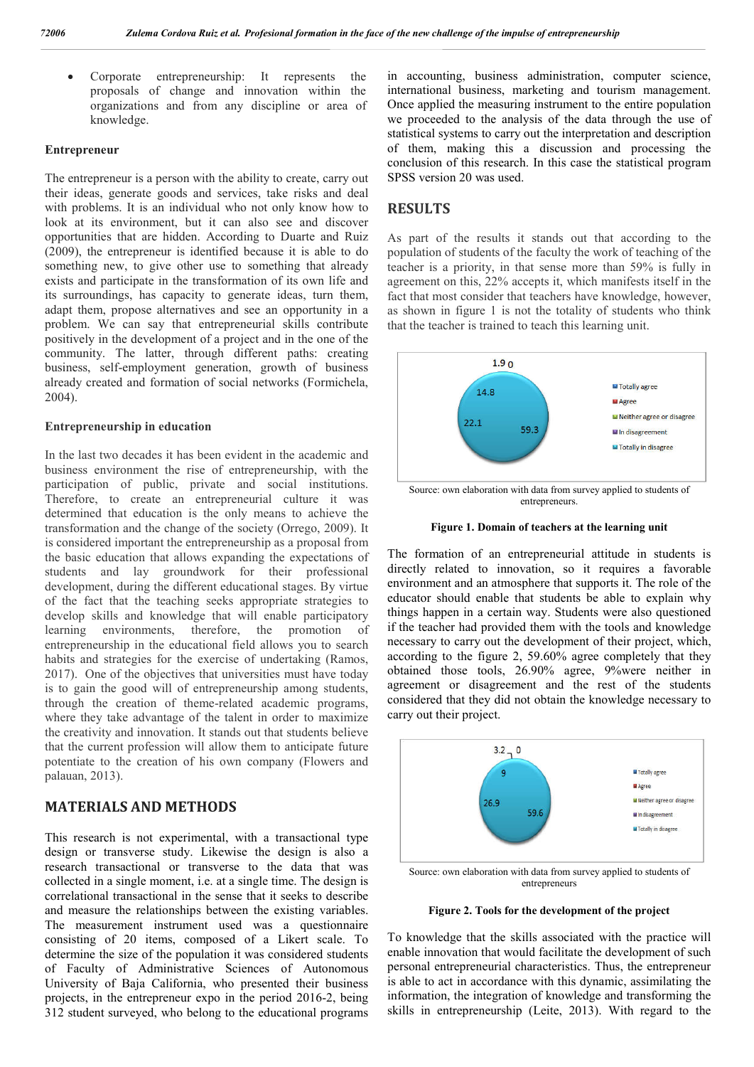- Corporate entrepreneurship: It represents the proposals of change and innovation within the organizations and from any discipline or area of knowledge.

### Entrepreneur

The entrepreneur is a person with the ability to create, carry out their ideas, generate goods and services, take risks and deal with problems. It is an individual who not only know how to look at its environment, but it can also see and discover opportunities that are hidden. According to Duarte and Ruiz (2009), the entrepreneur is identified because it is able to do something new, to give other use to something that already exists and participate in the transformation of its own life and its surroundings, has capacity to generate ideas, turn them, adapt them, propose alternatives and see an opportunity in a problem. We can say that entrepreneurial skills contribute positively in the development of a project and in the one of the community. The latter, through different paths: creating business, self-employment generation, growth of business already created and formation of social networks (Formichela, 2004).

### Entrepreneurship in education

In the last two decades it has been evident in the academic and business environment the rise of entrepreneurship, with the participation of public, private and social institutions. Therefore, to create an entrepreneurial culture it was determined that education is the only means to achieve the transformation and the change of the society (Orrego, 2009). It is considered important the entrepreneurship as a proposal from the basic education that allows expanding the expectations of students and lay groundwork for their professional development, during the different educational stages. By virtue of the fact that the teaching seeks appropriate strategies to develop skills and knowledge that will enable participatory learning environments, therefore, the promotion of entrepreneurship in the educational field allows you to search habits and strategies for the exercise of undertaking (Ramos, 2017). One of the objectives that universities must have today is to gain the good will of entrepreneurship among students, through the creation of theme-related academic programs, where they take advantage of the talent in order to maximize the creativity and innovation. It stands out that students believe that the current profession will allow them to anticipate future potentiate to the creation of his own company (Flowers and palauan, 2013).

## MATERIALS AND METHODS

This research is not experimental, with a transactional type design or transverse study. Likewise the design is also a research transactional or transverse to the data that was collected in a single moment, i.e. at a single time. The design is correlational transactional in the sense that it seeks to describe and measure the relationships between the existing variables. The measurement instrument used was a questionnaire consisting of 20 items, composed of a Likert scale. To determine the size of the population it was considered students of Faculty of Administrative Sciences of Autonomous University of Baja California, who presented their business projects, in the entrepreneur expo in the period 2016-2, being 312 student surveyed, who belong to the educational programs in accounting, business administration, computer science, international business, marketing and tourism management. Once applied the measuring instrument to the entire population we proceeded to the analysis of the data through the use of statistical systems to carry out the interpretation and description of them, making this a discussion and processing the conclusion of this research. In this case the statistical program SPSS version 20 was used.

## RESULTS

As part of the results it stands out that according to the population of students of the faculty the work of teaching of the teacher is a priority, in that sense more than 59% is fully in agreement on this, 22% accepts it, which manifests itself in the fact that most consider that teachers have knowledge, however, as shown in figure 1 is not the totality of students who think that the teacher is trained to teach this learning unit.

| Response | % |
|---|---|
| Totally agree | 59.3 |
| Agree | 22.1 |
| Neither agree or disagree | 14.8 |
| In disagreement | 1.9 |
| Totally in disagree | 0 |

Source: own elaboration with data from survey applied to students of entrepreneurs.

**Figure 1. Domain of teachers at the learning unit**

The formation of an entrepreneurial attitude in students is directly related to innovation, so it requires a favorable environment and an atmosphere that supports it. The role of the educator should enable that students be able to explain why things happen in a certain way. Students were also questioned if the teacher had provided them with the tools and knowledge necessary to carry out the development of their project, which, according to the figure 2, 59.60% agree completely that they obtained those tools, 26.90% agree, 9%were neither in agreement or disagreement and the rest of the students considered that they did not obtain the knowledge necessary to carry out their project.

| Response | % |
|---|---|
| Totally agree | 59.6 |
| Agree | 26.9 |
| Neither agree or disagree | 9 |
| In disagreement | 3.2 |
| Totally in disagree | 0 |

Source: own elaboration with data from survey applied to students of entrepreneurs

**Figure 2. Tools for the development of the project**

To knowledge that the skills associated with the practice will enable innovation that would facilitate the development of such personal entrepreneurial characteristics. Thus, the entrepreneur is able to act in accordance with this dynamic, assimilating the information, the integration of knowledge and transforming the skills in entrepreneurship (Leite, 2013). With regard to the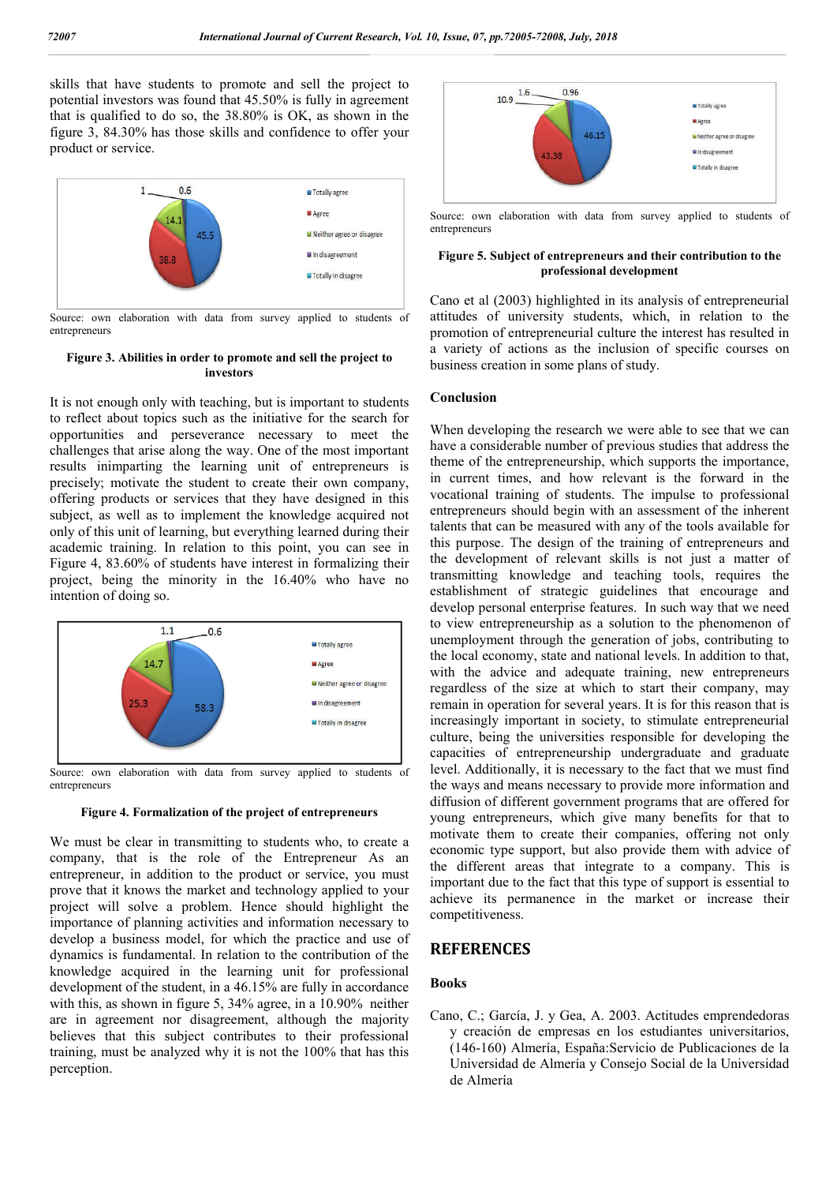skills that have students to promote and sell the project to potential investors was found that 45.50% is fully in agreement that is qualified to do so, the 38.80% is OK, as shown in the figure 3, 84.30% has those skills and confidence to offer your product or service.

Source: own elaboration with data from survey applied to students of entrepreneurs

**Figure 3. Abilities in order to promote and sell the project to investors**

It is not enough only with teaching, but is important to students to reflect about topics such as the initiative for the search for opportunities and perseverance necessary to meet the challenges that arise along the way. One of the most important results inimparting the learning unit of entrepreneurs is precisely; motivate the student to create their own company, offering products or services that they have designed in this subject, as well as to implement the knowledge acquired not only of this unit of learning, but everything learned during their academic training. In relation to this point, you can see in Figure 4, 83.60% of students have interest in formalizing their project, being the minority in the 16.40% who have no intention of doing so.

Source: own elaboration with data from survey applied to students of entrepreneurs

**Figure 4. Formalization of the project of entrepreneurs**

We must be clear in transmitting to students who, to create a company, that is the role of the Entrepreneur As an entrepreneur, in addition to the product or service, you must prove that it knows the market and technology applied to your project will solve a problem. Hence should highlight the importance of planning activities and information necessary to develop a business model, for which the practice and use of dynamics is fundamental. In relation to the contribution of the knowledge acquired in the learning unit for professional development of the student, in a 46.15% are fully in accordance with this, as shown in figure 5, 34% agree, in a 10.90% neither are in agreement nor disagreement, although the majority believes that this subject contributes to their professional training, must be analyzed why it is not the 100% that has this perception.

Source: own elaboration with data from survey applied to students of entrepreneurs

**Figure 5. Subject of entrepreneurs and their contribution to the professional development**

Cano et al (2003) highlighted in its analysis of entrepreneurial attitudes of university students, which, in relation to the promotion of entrepreneurial culture the interest has resulted in a variety of actions as the inclusion of specific courses on business creation in some plans of study.

## Conclusion

When developing the research we were able to see that we can have a considerable number of previous studies that address the theme of the entrepreneurship, which supports the importance, in current times, and how relevant is the forward in the vocational training of students. The impulse to professional entrepreneurs should begin with an assessment of the inherent talents that can be measured with any of the tools available for this purpose. The design of the training of entrepreneurs and the development of relevant skills is not just a matter of transmitting knowledge and teaching tools, requires the establishment of strategic guidelines that encourage and develop personal enterprise features. In such way that we need to view entrepreneurship as a solution to the phenomenon of unemployment through the generation of jobs, contributing to the local economy, state and national levels. In addition to that, with the advice and adequate training, new entrepreneurs regardless of the size at which to start their company, may remain in operation for several years. It is for this reason that is increasingly important in society, to stimulate entrepreneurial culture, being the universities responsible for developing the capacities of entrepreneurship undergraduate and graduate level. Additionally, it is necessary to the fact that we must find the ways and means necessary to provide more information and diffusion of different government programs that are offered for young entrepreneurs, which give many benefits for that to motivate them to create their companies, offering not only economic type support, but also provide them with advice of the different areas that integrate to a company. This is important due to the fact that this type of support is essential to achieve its permanence in the market or increase their competitiveness.

## REFERENCES

### Books

Cano, C.; García, J. y Gea, A. 2003. Actitudes emprendedoras y creación de empresas en los estudiantes universitarios, (146-160) Almería, España:Servicio de Publicaciones de la Universidad de Almería y Consejo Social de la Universidad de Almería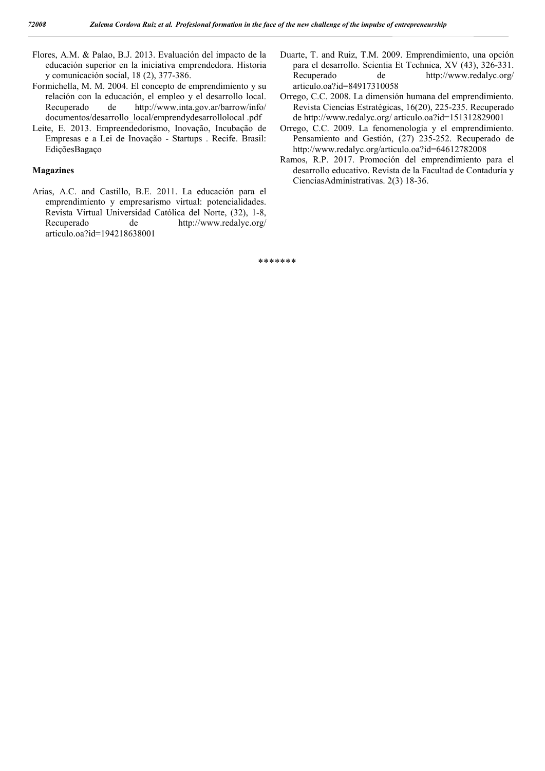Flores, A.M. & Palao, B.J. 2013. Evaluación del impacto de la educación superior en la iniciativa emprendedora. Historia y comunicación social, 18 (2), 377-386.

Formichella, M. M. 2004. El concepto de emprendimiento y su relación con la educación, el empleo y el desarrollo local. Recuperado de http://www.inta.gov.ar/barrow/info/documentos/desarrollo_local/emprendydesarrollolocal .pdf

Leite, E. 2013. Empreendedorismo, Inovação, Incubação de Empresas e a Lei de Inovação - Startups . Recife. Brasil: EdiçõesBagaço

### Magazines

Arias, A.C. and Castillo, B.E. 2011. La educación para el emprendimiento y empresarismo virtual: potencialidades. Revista Virtual Universidad Católica del Norte, (32), 1-8, Recuperado de http://www.redalyc.org/articulo.oa?id=194218638001

Duarte, T. and Ruiz, T.M. 2009. Emprendimiento, una opción para el desarrollo. Scientia Et Technica, XV (43), 326-331. Recuperado de http://www.redalyc.org/articulo.oa?id=84917310058

Orrego, C.C. 2008. La dimensión humana del emprendimiento. Revista Ciencias Estratégicas, 16(20), 225-235. Recuperado de http://www.redalyc.org/ articulo.oa?id=151312829001

Orrego, C.C. 2009. La fenomenología y el emprendimiento. Pensamiento and Gestión, (27) 235-252. Recuperado de http://www.redalyc.org/articulo.oa?id=64612782008

Ramos, R.P. 2017. Promoción del emprendimiento para el desarrollo educativo. Revista de la Facultad de Contaduría y CienciasAdministrativas. 2(3) 18-36.

*******